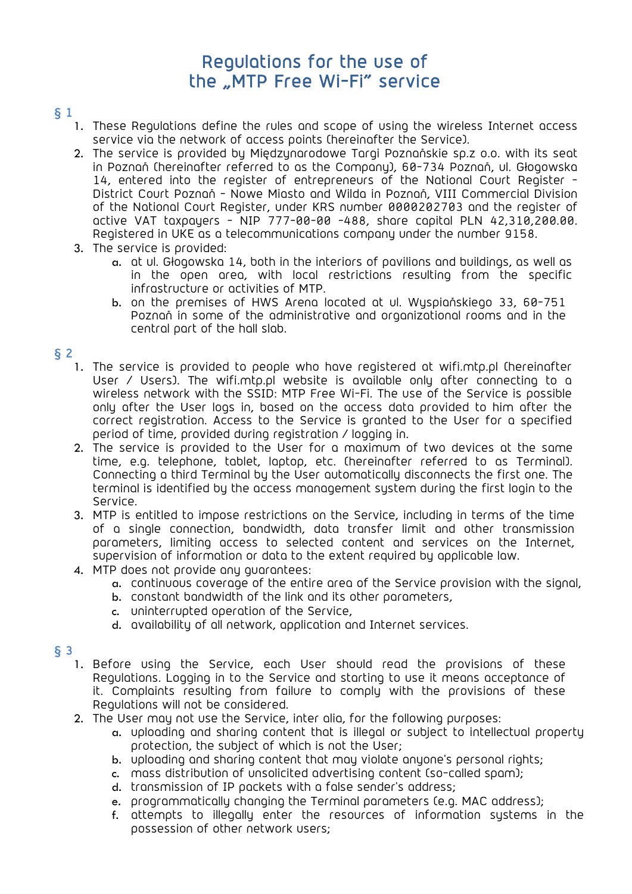# Regulations for the use of the „MTP Free Wi-Fi" service

## § 1

1. These Regulations define the rules and scope of using the wireless Internet access service via the network of access points (hereinafter the Service).
2. The service is provided by Międzynarodowe Targi Poznańskie sp.z o.o. with its seat in Poznań (hereinafter referred to as the Company), 60-734 Poznań, ul. Głogowska 14, entered into the register of entrepreneurs of the National Court Register - District Court Poznań - Nowe Miasto and Wilda in Poznań, VIII Commercial Division of the National Court Register, under KRS number 0000202703 and the register of active VAT taxpayers - NIP 777-00-00 -488, share capital PLN 42,310,200.00. Registered in UKE as a telecommunications company under the number 9158.
3. The service is provided:
   a. at ul. Głogowska 14, both in the interiors of pavilions and buildings, as well as in the open area, with local restrictions resulting from the specific infrastructure or activities of MTP.
   b. on the premises of HWS Arena located at ul. Wyspiańskiego 33, 60-751 Poznań in some of the administrative and organizational rooms and in the central part of the hall slab.

## § 2

1. The service is provided to people who have registered at wifi.mtp.pl (hereinafter User / Users). The wifi.mtp.pl website is available only after connecting to a wireless network with the SSID: MTP Free Wi-Fi. The use of the Service is possible only after the User logs in, based on the access data provided to him after the correct registration. Access to the Service is granted to the User for a specified period of time, provided during registration / logging in.
2. The service is provided to the User for a maximum of two devices at the same time, e.g. telephone, tablet, laptop, etc. (hereinafter referred to as Terminal). Connecting a third Terminal by the User automatically disconnects the first one. The terminal is identified by the access management system during the first login to the Service.
3. MTP is entitled to impose restrictions on the Service, including in terms of the time of a single connection, bandwidth, data transfer limit and other transmission parameters, limiting access to selected content and services on the Internet, supervision of information or data to the extent required by applicable law.
4. MTP does not provide any guarantees:
   a. continuous coverage of the entire area of the Service provision with the signal,
   b. constant bandwidth of the link and its other parameters,
   c. uninterrupted operation of the Service,
   d. availability of all network, application and Internet services.

## § 3

1. Before using the Service, each User should read the provisions of these Regulations. Logging in to the Service and starting to use it means acceptance of it. Complaints resulting from failure to comply with the provisions of these Regulations will not be considered.
2. The User may not use the Service, inter alia, for the following purposes:
   a. uploading and sharing content that is illegal or subject to intellectual property protection, the subject of which is not the User;
   b. uploading and sharing content that may violate anyone's personal rights;
   c. mass distribution of unsolicited advertising content (so-called spam);
   d. transmission of IP packets with a false sender's address;
   e. programmatically changing the Terminal parameters (e.g. MAC address);
   f. attempts to illegally enter the resources of information systems in the possession of other network users;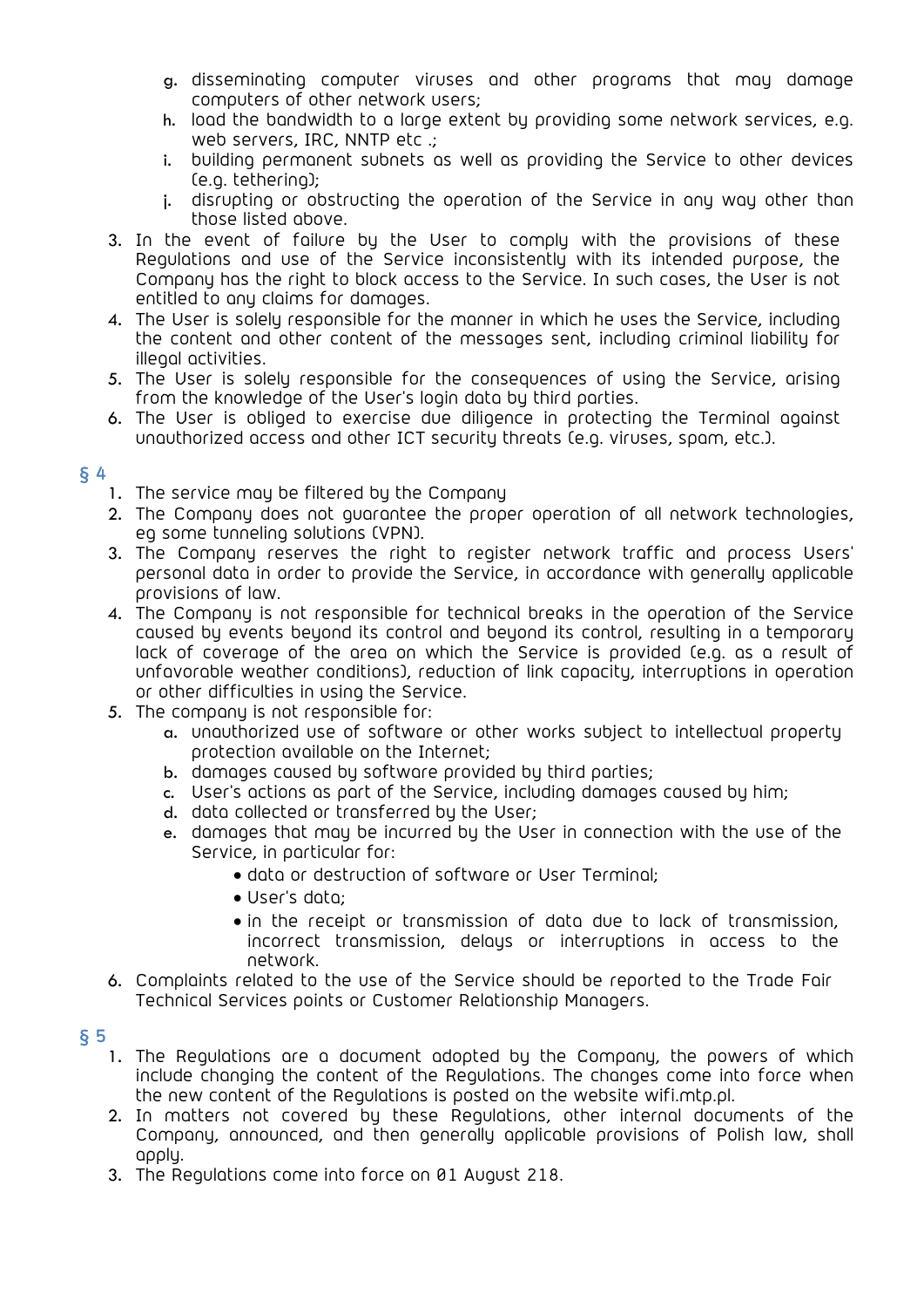g. disseminating computer viruses and other programs that may damage computers of other network users;
   h. load the bandwidth to a large extent by providing some network services, e.g. web servers, IRC, NNTP etc .;
   i. building permanent subnets as well as providing the Service to other devices (e.g. tethering);
   j. disrupting or obstructing the operation of the Service in any way other than those listed above.
3. In the event of failure by the User to comply with the provisions of these Regulations and use of the Service inconsistently with its intended purpose, the Company has the right to block access to the Service. In such cases, the User is not entitled to any claims for damages.
4. The User is solely responsible for the manner in which he uses the Service, including the content and other content of the messages sent, including criminal liability for illegal activities.
5. The User is solely responsible for the consequences of using the Service, arising from the knowledge of the User's login data by third parties.
6. The User is obliged to exercise due diligence in protecting the Terminal against unauthorized access and other ICT security threats (e.g. viruses, spam, etc.).

## § 4

1. The service may be filtered by the Company
2. The Company does not guarantee the proper operation of all network technologies, eg some tunneling solutions (VPN).
3. The Company reserves the right to register network traffic and process Users' personal data in order to provide the Service, in accordance with generally applicable provisions of law.
4. The Company is not responsible for technical breaks in the operation of the Service caused by events beyond its control and beyond its control, resulting in a temporary lack of coverage of the area on which the Service is provided (e.g. as a result of unfavorable weather conditions), reduction of link capacity, interruptions in operation or other difficulties in using the Service.
5. The company is not responsible for:
   a. unauthorized use of software or other works subject to intellectual property protection available on the Internet;
   b. damages caused by software provided by third parties;
   c. User's actions as part of the Service, including damages caused by him;
   d. data collected or transferred by the User;
   e. damages that may be incurred by the User in connection with the use of the Service, in particular for:
      - data or destruction of software or User Terminal;
      - User's data;
      - in the receipt or transmission of data due to lack of transmission, incorrect transmission, delays or interruptions in access to the network.
6. Complaints related to the use of the Service should be reported to the Trade Fair Technical Services points or Customer Relationship Managers.

## § 5

1. The Regulations are a document adopted by the Company, the powers of which include changing the content of the Regulations. The changes come into force when the new content of the Regulations is posted on the website wifi.mtp.pl.
2. In matters not covered by these Regulations, other internal documents of the Company, announced, and then generally applicable provisions of Polish law, shall apply.
3. The Regulations come into force on 01 August 218.